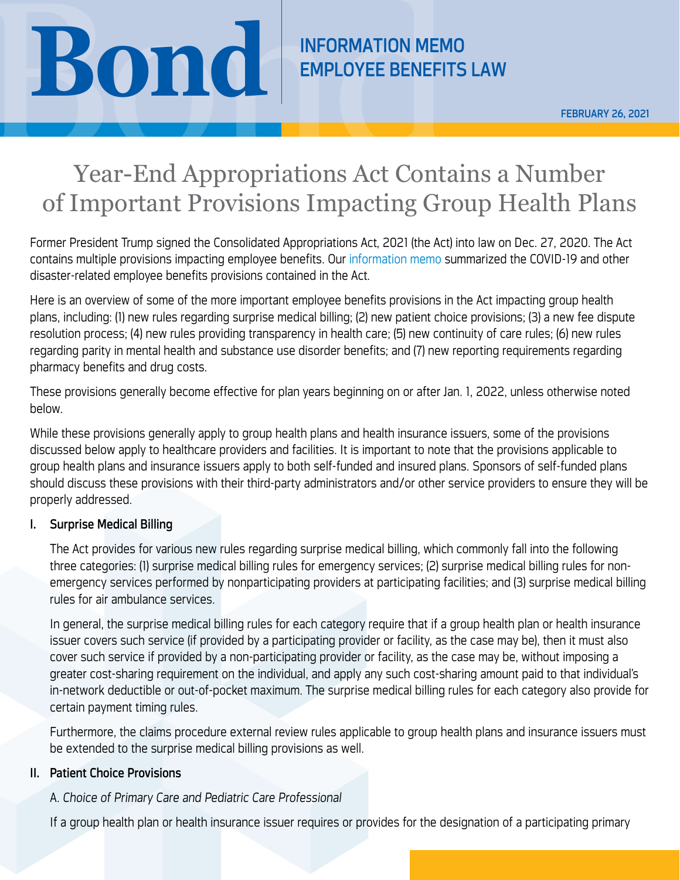# Bond

**INFORMATION MEMO**
**EMPLOYEE BENEFITS LAW**

**FEBRUARY 26, 2021**

# Year-End Appropriations Act Contains a Number of Important Provisions Impacting Group Health Plans

Former President Trump signed the Consolidated Appropriations Act, 2021 (the Act) into law on Dec. 27, 2020. The Act contains multiple provisions impacting employee benefits. Our information memo summarized the COVID-19 and other disaster-related employee benefits provisions contained in the Act.

Here is an overview of some of the more important employee benefits provisions in the Act impacting group health plans, including: (1) new rules regarding surprise medical billing; (2) new patient choice provisions; (3) a new fee dispute resolution process; (4) new rules providing transparency in health care; (5) new continuity of care rules; (6) new rules regarding parity in mental health and substance use disorder benefits; and (7) new reporting requirements regarding pharmacy benefits and drug costs.

These provisions generally become effective for plan years beginning on or after Jan. 1, 2022, unless otherwise noted below.

While these provisions generally apply to group health plans and health insurance issuers, some of the provisions discussed below apply to healthcare providers and facilities. It is important to note that the provisions applicable to group health plans and insurance issuers apply to both self-funded and insured plans. Sponsors of self-funded plans should discuss these provisions with their third-party administrators and/or other service providers to ensure they will be properly addressed.

## I. Surprise Medical Billing

The Act provides for various new rules regarding surprise medical billing, which commonly fall into the following three categories: (1) surprise medical billing rules for emergency services; (2) surprise medical billing rules for non-emergency services performed by nonparticipating providers at participating facilities; and (3) surprise medical billing rules for air ambulance services.

In general, the surprise medical billing rules for each category require that if a group health plan or health insurance issuer covers such service (if provided by a participating provider or facility, as the case may be), then it must also cover such service if provided by a non-participating provider or facility, as the case may be, without imposing a greater cost-sharing requirement on the individual, and apply any such cost-sharing amount paid to that individual's in-network deductible or out-of-pocket maximum. The surprise medical billing rules for each category also provide for certain payment timing rules.

Furthermore, the claims procedure external review rules applicable to group health plans and insurance issuers must be extended to the surprise medical billing provisions as well.

## II. Patient Choice Provisions

A. *Choice of Primary Care and Pediatric Care Professional*

If a group health plan or health insurance issuer requires or provides for the designation of a participating primary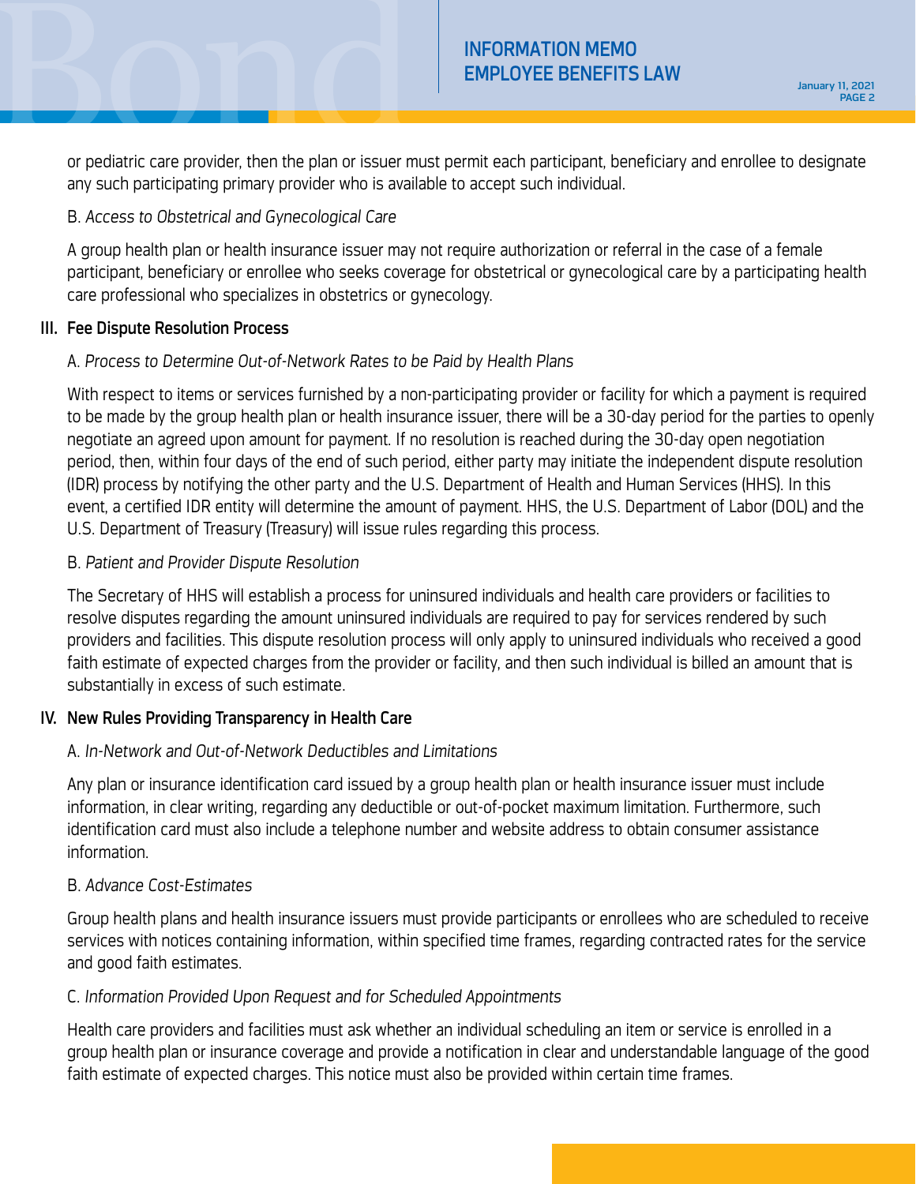or pediatric care provider, then the plan or issuer must permit each participant, beneficiary and enrollee to designate any such participating primary provider who is available to accept such individual.

B. *Access to Obstetrical and Gynecological Care*

A group health plan or health insurance issuer may not require authorization or referral in the case of a female participant, beneficiary or enrollee who seeks coverage for obstetrical or gynecological care by a participating health care professional who specializes in obstetrics or gynecology.

## III. Fee Dispute Resolution Process

A. *Process to Determine Out-of-Network Rates to be Paid by Health Plans*

With respect to items or services furnished by a non-participating provider or facility for which a payment is required to be made by the group health plan or health insurance issuer, there will be a 30-day period for the parties to openly negotiate an agreed upon amount for payment. If no resolution is reached during the 30-day open negotiation period, then, within four days of the end of such period, either party may initiate the independent dispute resolution (IDR) process by notifying the other party and the U.S. Department of Health and Human Services (HHS). In this event, a certified IDR entity will determine the amount of payment. HHS, the U.S. Department of Labor (DOL) and the U.S. Department of Treasury (Treasury) will issue rules regarding this process.

B. *Patient and Provider Dispute Resolution*

The Secretary of HHS will establish a process for uninsured individuals and health care providers or facilities to resolve disputes regarding the amount uninsured individuals are required to pay for services rendered by such providers and facilities. This dispute resolution process will only apply to uninsured individuals who received a good faith estimate of expected charges from the provider or facility, and then such individual is billed an amount that is substantially in excess of such estimate.

## IV. New Rules Providing Transparency in Health Care

A. *In-Network and Out-of-Network Deductibles and Limitations*

Any plan or insurance identification card issued by a group health plan or health insurance issuer must include information, in clear writing, regarding any deductible or out-of-pocket maximum limitation. Furthermore, such identification card must also include a telephone number and website address to obtain consumer assistance information.

B. *Advance Cost-Estimates*

Group health plans and health insurance issuers must provide participants or enrollees who are scheduled to receive services with notices containing information, within specified time frames, regarding contracted rates for the service and good faith estimates.

C. *Information Provided Upon Request and for Scheduled Appointments*

Health care providers and facilities must ask whether an individual scheduling an item or service is enrolled in a group health plan or insurance coverage and provide a notification in clear and understandable language of the good faith estimate of expected charges. This notice must also be provided within certain time frames.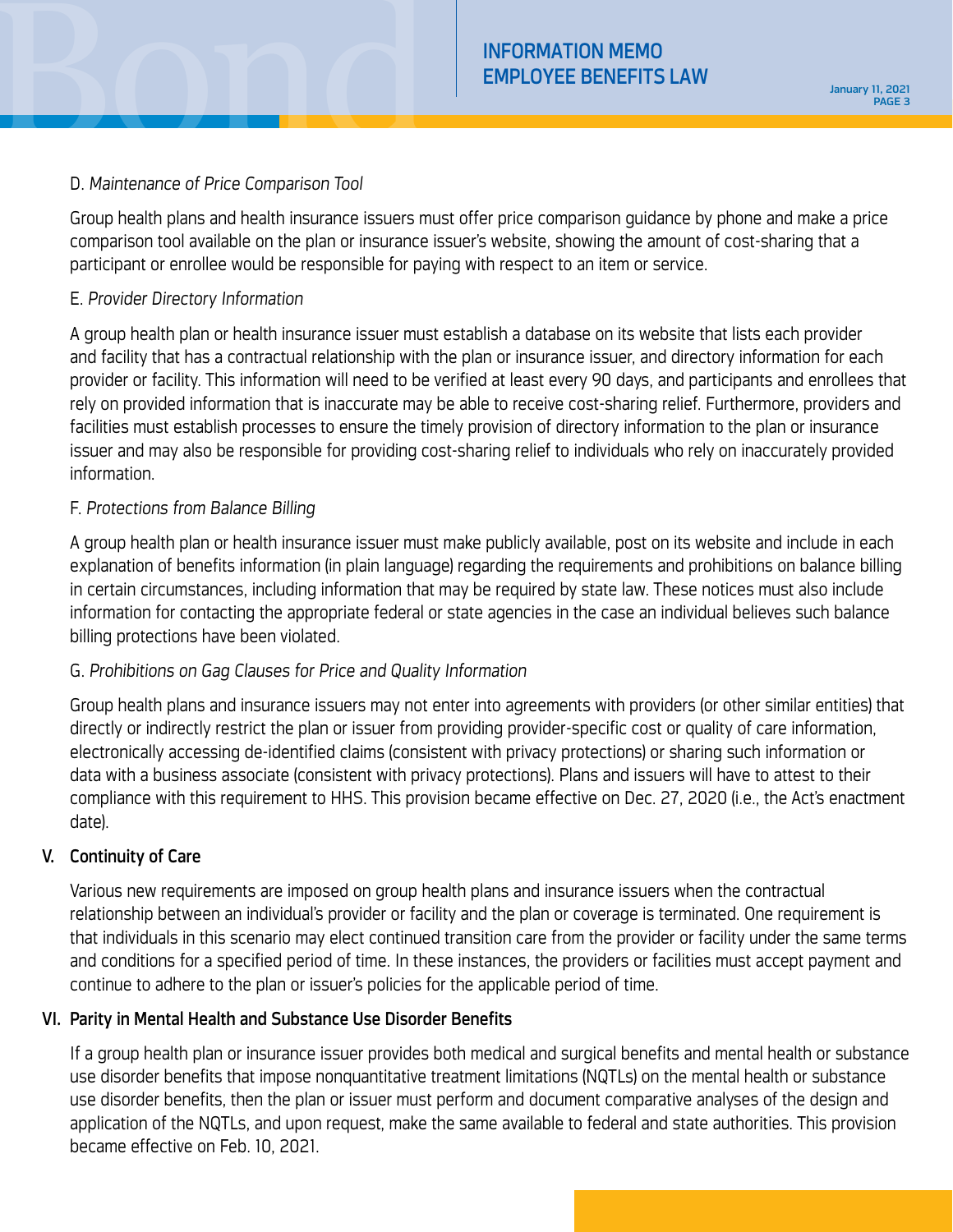D. *Maintenance of Price Comparison Tool*

Group health plans and health insurance issuers must offer price comparison guidance by phone and make a price comparison tool available on the plan or insurance issuer's website, showing the amount of cost-sharing that a participant or enrollee would be responsible for paying with respect to an item or service.

E. *Provider Directory Information*

A group health plan or health insurance issuer must establish a database on its website that lists each provider and facility that has a contractual relationship with the plan or insurance issuer, and directory information for each provider or facility. This information will need to be verified at least every 90 days, and participants and enrollees that rely on provided information that is inaccurate may be able to receive cost-sharing relief. Furthermore, providers and facilities must establish processes to ensure the timely provision of directory information to the plan or insurance issuer and may also be responsible for providing cost-sharing relief to individuals who rely on inaccurately provided information.

F. *Protections from Balance Billing*

A group health plan or health insurance issuer must make publicly available, post on its website and include in each explanation of benefits information (in plain language) regarding the requirements and prohibitions on balance billing in certain circumstances, including information that may be required by state law. These notices must also include information for contacting the appropriate federal or state agencies in the case an individual believes such balance billing protections have been violated.

G. *Prohibitions on Gag Clauses for Price and Quality Information*

Group health plans and insurance issuers may not enter into agreements with providers (or other similar entities) that directly or indirectly restrict the plan or issuer from providing provider-specific cost or quality of care information, electronically accessing de-identified claims (consistent with privacy protections) or sharing such information or data with a business associate (consistent with privacy protections). Plans and issuers will have to attest to their compliance with this requirement to HHS. This provision became effective on Dec. 27, 2020 (i.e., the Act's enactment date).

## V. Continuity of Care

Various new requirements are imposed on group health plans and insurance issuers when the contractual relationship between an individual's provider or facility and the plan or coverage is terminated. One requirement is that individuals in this scenario may elect continued transition care from the provider or facility under the same terms and conditions for a specified period of time. In these instances, the providers or facilities must accept payment and continue to adhere to the plan or issuer's policies for the applicable period of time.

## VI. Parity in Mental Health and Substance Use Disorder Benefits

If a group health plan or insurance issuer provides both medical and surgical benefits and mental health or substance use disorder benefits that impose nonquantitative treatment limitations (NQTLs) on the mental health or substance use disorder benefits, then the plan or issuer must perform and document comparative analyses of the design and application of the NQTLs, and upon request, make the same available to federal and state authorities. This provision became effective on Feb. 10, 2021.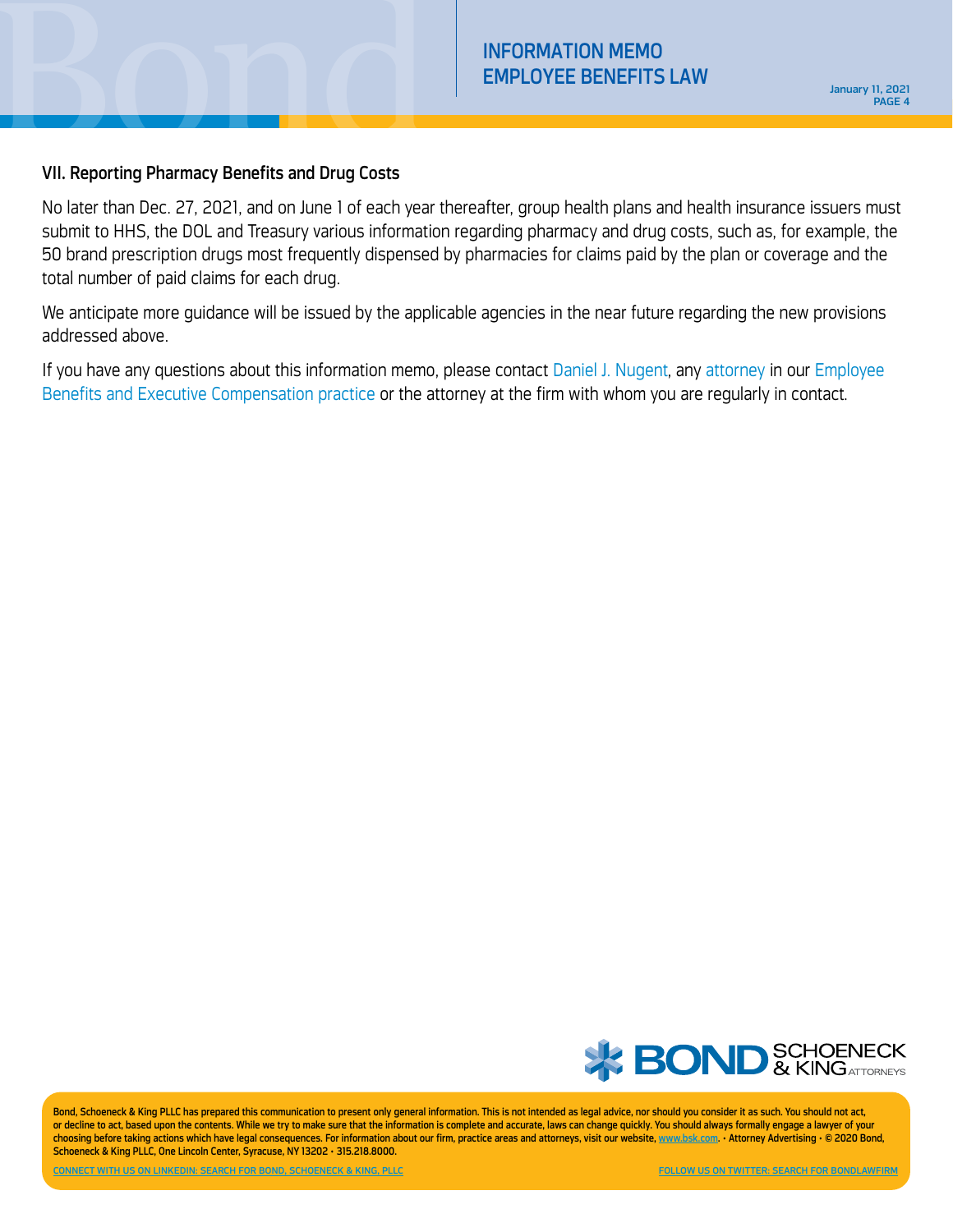## VII. Reporting Pharmacy Benefits and Drug Costs

No later than Dec. 27, 2021, and on June 1 of each year thereafter, group health plans and health insurance issuers must submit to HHS, the DOL and Treasury various information regarding pharmacy and drug costs, such as, for example, the 50 brand prescription drugs most frequently dispensed by pharmacies for claims paid by the plan or coverage and the total number of paid claims for each drug.

We anticipate more guidance will be issued by the applicable agencies in the near future regarding the new provisions addressed above.

If you have any questions about this information memo, please contact Daniel J. Nugent, any attorney in our Employee Benefits and Executive Compensation practice or the attorney at the firm with whom you are regularly in contact.

Bond, Schoeneck & King PLLC has prepared this communication to present only general information. This is not intended as legal advice, nor should you consider it as such. You should not act, or decline to act, based upon the contents. While we try to make sure that the information is complete and accurate, laws can change quickly. You should always formally engage a lawyer of your choosing before taking actions which have legal consequences. For information about our firm, practice areas and attorneys, visit our website, www.bsk.com. • Attorney Advertising • © 2020 Bond, Schoeneck & King PLLC, One Lincoln Center, Syracuse, NY 13202 • 315.218.8000.

CONNECT WITH US ON LINKEDIN: SEARCH FOR BOND, SCHOENECK & KING, PLLC

FOLLOW US ON TWITTER: SEARCH FOR BONDLAWFIRM